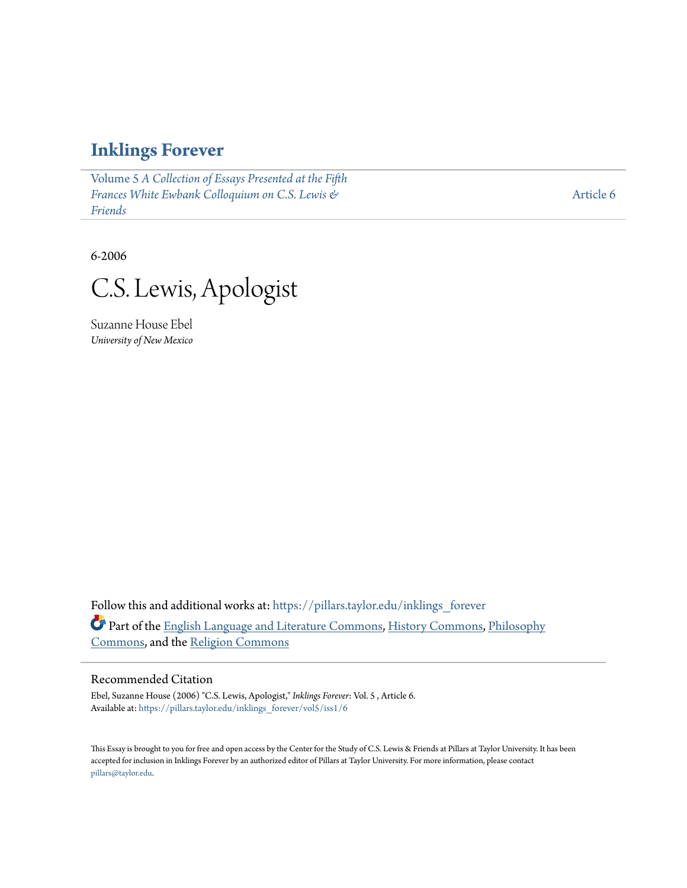# Inklings Forever

Volume 5 *A Collection of Essays Presented at the Fifth Frances White Ewbank Colloquium on C.S. Lewis & Friends*

Article 6

6-2006

# C.S. Lewis, Apologist

Suzanne House Ebel

*University of New Mexico*

Follow this and additional works at: https://pillars.taylor.edu/inklings_forever

Part of the English Language and Literature Commons, History Commons, Philosophy Commons, and the Religion Commons

## Recommended Citation

Ebel, Suzanne House (2006) "C.S. Lewis, Apologist," *Inklings Forever*: Vol. 5 , Article 6.
Available at: https://pillars.taylor.edu/inklings_forever/vol5/iss1/6

This Essay is brought to you for free and open access by the Center for the Study of C.S. Lewis & Friends at Pillars at Taylor University. It has been accepted for inclusion in Inklings Forever by an authorized editor of Pillars at Taylor University. For more information, please contact pillars@taylor.edu.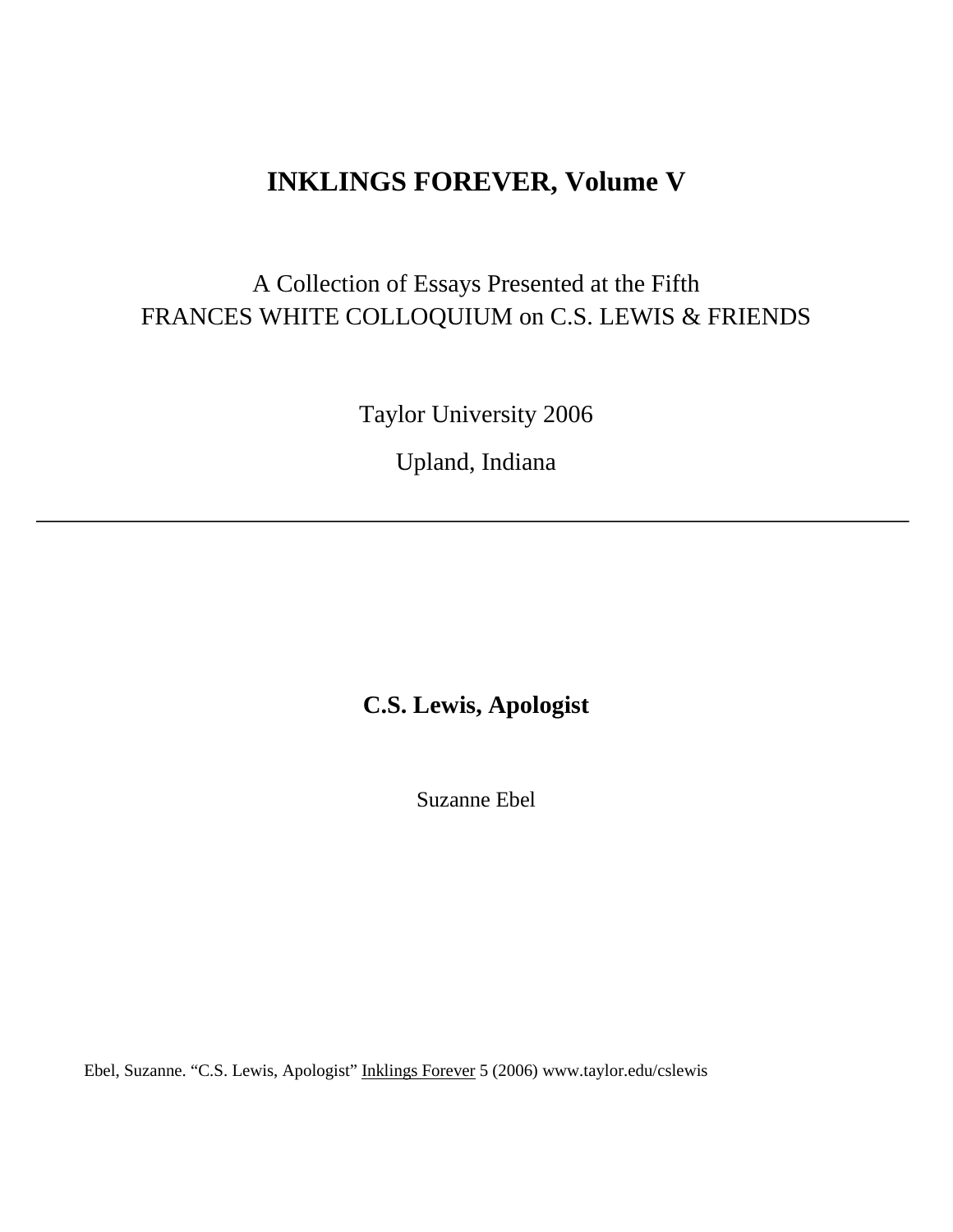# INKLINGS FOREVER, Volume V

A Collection of Essays Presented at the Fifth
FRANCES WHITE COLLOQUIUM on C.S. LEWIS & FRIENDS

Taylor University 2006

Upland, Indiana

---

## C.S. Lewis, Apologist

Suzanne Ebel

Ebel, Suzanne. "C.S. Lewis, Apologist" Inklings Forever 5 (2006) www.taylor.edu/cslewis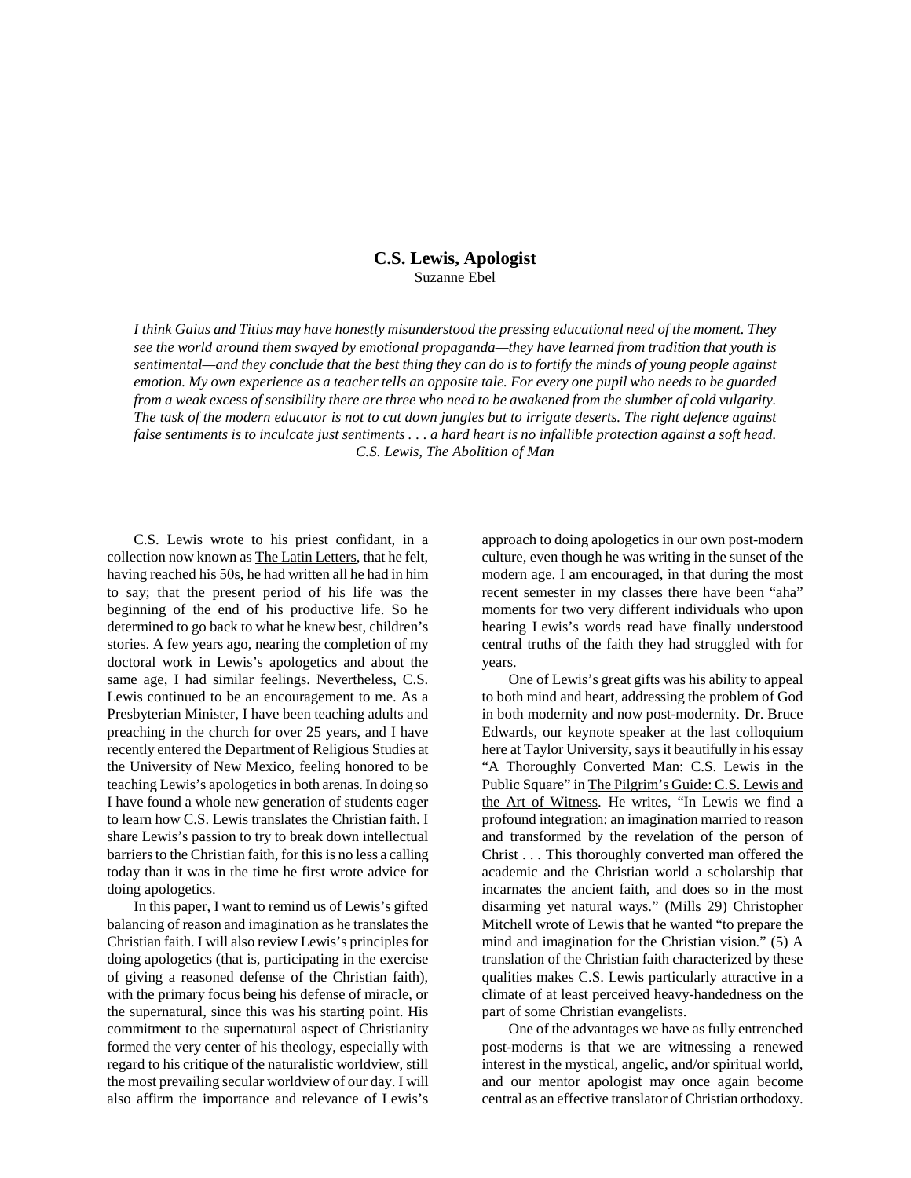# C.S. Lewis, Apologist

Suzanne Ebel

*I think Gaius and Titius may have honestly misunderstood the pressing educational need of the moment. They see the world around them swayed by emotional propaganda—they have learned from tradition that youth is sentimental—and they conclude that the best thing they can do is to fortify the minds of young people against emotion. My own experience as a teacher tells an opposite tale. For every one pupil who needs to be guarded from a weak excess of sensibility there are three who need to be awakened from the slumber of cold vulgarity. The task of the modern educator is not to cut down jungles but to irrigate deserts. The right defence against false sentiments is to inculcate just sentiments . . . a hard heart is no infallible protection against a soft head.*
*C.S. Lewis, The Abolition of Man*

C.S. Lewis wrote to his priest confidant, in a collection now known as The Latin Letters, that he felt, having reached his 50s, he had written all he had in him to say; that the present period of his life was the beginning of the end of his productive life. So he determined to go back to what he knew best, children's stories. A few years ago, nearing the completion of my doctoral work in Lewis's apologetics and about the same age, I had similar feelings. Nevertheless, C.S. Lewis continued to be an encouragement to me. As a Presbyterian Minister, I have been teaching adults and preaching in the church for over 25 years, and I have recently entered the Department of Religious Studies at the University of New Mexico, feeling honored to be teaching Lewis's apologetics in both arenas. In doing so I have found a whole new generation of students eager to learn how C.S. Lewis translates the Christian faith. I share Lewis's passion to try to break down intellectual barriers to the Christian faith, for this is no less a calling today than it was in the time he first wrote advice for doing apologetics.

In this paper, I want to remind us of Lewis's gifted balancing of reason and imagination as he translates the Christian faith. I will also review Lewis's principles for doing apologetics (that is, participating in the exercise of giving a reasoned defense of the Christian faith), with the primary focus being his defense of miracle, or the supernatural, since this was his starting point. His commitment to the supernatural aspect of Christianity formed the very center of his theology, especially with regard to his critique of the naturalistic worldview, still the most prevailing secular worldview of our day. I will also affirm the importance and relevance of Lewis's approach to doing apologetics in our own post-modern culture, even though he was writing in the sunset of the modern age. I am encouraged, in that during the most recent semester in my classes there have been "aha" moments for two very different individuals who upon hearing Lewis's words read have finally understood central truths of the faith they had struggled with for years.

One of Lewis's great gifts was his ability to appeal to both mind and heart, addressing the problem of God in both modernity and now post-modernity. Dr. Bruce Edwards, our keynote speaker at the last colloquium here at Taylor University, says it beautifully in his essay "A Thoroughly Converted Man: C.S. Lewis in the Public Square" in The Pilgrim's Guide: C.S. Lewis and the Art of Witness. He writes, "In Lewis we find a profound integration: an imagination married to reason and transformed by the revelation of the person of Christ . . . This thoroughly converted man offered the academic and the Christian world a scholarship that incarnates the ancient faith, and does so in the most disarming yet natural ways." (Mills 29) Christopher Mitchell wrote of Lewis that he wanted "to prepare the mind and imagination for the Christian vision." (5) A translation of the Christian faith characterized by these qualities makes C.S. Lewis particularly attractive in a climate of at least perceived heavy-handedness on the part of some Christian evangelists.

One of the advantages we have as fully entrenched post-moderns is that we are witnessing a renewed interest in the mystical, angelic, and/or spiritual world, and our mentor apologist may once again become central as an effective translator of Christian orthodoxy.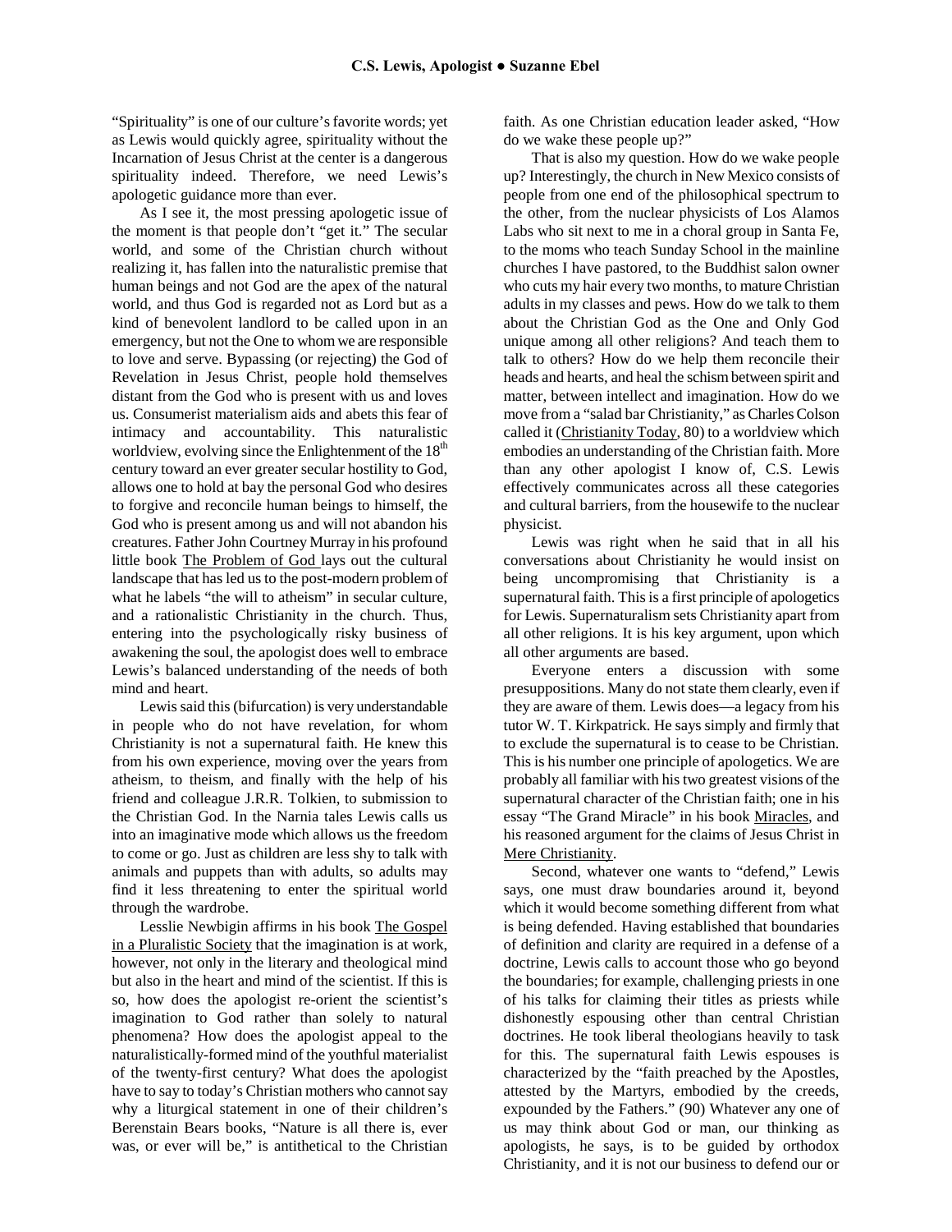"Spirituality" is one of our culture's favorite words; yet as Lewis would quickly agree, spirituality without the Incarnation of Jesus Christ at the center is a dangerous spirituality indeed. Therefore, we need Lewis's apologetic guidance more than ever.

As I see it, the most pressing apologetic issue of the moment is that people don't "get it." The secular world, and some of the Christian church without realizing it, has fallen into the naturalistic premise that human beings and not God are the apex of the natural world, and thus God is regarded not as Lord but as a kind of benevolent landlord to be called upon in an emergency, but not the One to whom we are responsible to love and serve. Bypassing (or rejecting) the God of Revelation in Jesus Christ, people hold themselves distant from the God who is present with us and loves us. Consumerist materialism aids and abets this fear of intimacy and accountability. This naturalistic worldview, evolving since the Enlightenment of the 18th century toward an ever greater secular hostility to God, allows one to hold at bay the personal God who desires to forgive and reconcile human beings to himself, the God who is present among us and will not abandon his creatures. Father John Courtney Murray in his profound little book The Problem of God lays out the cultural landscape that has led us to the post-modern problem of what he labels "the will to atheism" in secular culture, and a rationalistic Christianity in the church. Thus, entering into the psychologically risky business of awakening the soul, the apologist does well to embrace Lewis's balanced understanding of the needs of both mind and heart.

Lewis said this (bifurcation) is very understandable in people who do not have revelation, for whom Christianity is not a supernatural faith. He knew this from his own experience, moving over the years from atheism, to theism, and finally with the help of his friend and colleague J.R.R. Tolkien, to submission to the Christian God. In the Narnia tales Lewis calls us into an imaginative mode which allows us the freedom to come or go. Just as children are less shy to talk with animals and puppets than with adults, so adults may find it less threatening to enter the spiritual world through the wardrobe.

Lesslie Newbigin affirms in his book The Gospel in a Pluralistic Society that the imagination is at work, however, not only in the literary and theological mind but also in the heart and mind of the scientist. If this is so, how does the apologist re-orient the scientist's imagination to God rather than solely to natural phenomena? How does the apologist appeal to the naturalistically-formed mind of the youthful materialist of the twenty-first century? What does the apologist have to say to today's Christian mothers who cannot say why a liturgical statement in one of their children's Berenstain Bears books, "Nature is all there is, ever was, or ever will be," is antithetical to the Christian faith. As one Christian education leader asked, "How do we wake these people up?"

That is also my question. How do we wake people up? Interestingly, the church in New Mexico consists of people from one end of the philosophical spectrum to the other, from the nuclear physicists of Los Alamos Labs who sit next to me in a choral group in Santa Fe, to the moms who teach Sunday School in the mainline churches I have pastored, to the Buddhist salon owner who cuts my hair every two months, to mature Christian adults in my classes and pews. How do we talk to them about the Christian God as the One and Only God unique among all other religions? And teach them to talk to others? How do we help them reconcile their heads and hearts, and heal the schism between spirit and matter, between intellect and imagination. How do we move from a "salad bar Christianity," as Charles Colson called it (Christianity Today, 80) to a worldview which embodies an understanding of the Christian faith. More than any other apologist I know of, C.S. Lewis effectively communicates across all these categories and cultural barriers, from the housewife to the nuclear physicist.

Lewis was right when he said that in all his conversations about Christianity he would insist on being uncompromising that Christianity is a supernatural faith. This is a first principle of apologetics for Lewis. Supernaturalism sets Christianity apart from all other religions. It is his key argument, upon which all other arguments are based.

Everyone enters a discussion with some presuppositions. Many do not state them clearly, even if they are aware of them. Lewis does—a legacy from his tutor W. T. Kirkpatrick. He says simply and firmly that to exclude the supernatural is to cease to be Christian. This is his number one principle of apologetics. We are probably all familiar with his two greatest visions of the supernatural character of the Christian faith; one in his essay "The Grand Miracle" in his book Miracles, and his reasoned argument for the claims of Jesus Christ in Mere Christianity.

Second, whatever one wants to "defend," Lewis says, one must draw boundaries around it, beyond which it would become something different from what is being defended. Having established that boundaries of definition and clarity are required in a defense of a doctrine, Lewis calls to account those who go beyond the boundaries; for example, challenging priests in one of his talks for claiming their titles as priests while dishonestly espousing other than central Christian doctrines. He took liberal theologians heavily to task for this. The supernatural faith Lewis espouses is characterized by the "faith preached by the Apostles, attested by the Martyrs, embodied by the creeds, expounded by the Fathers." (90) Whatever any one of us may think about God or man, our thinking as apologists, he says, is to be guided by orthodox Christianity, and it is not our business to defend our or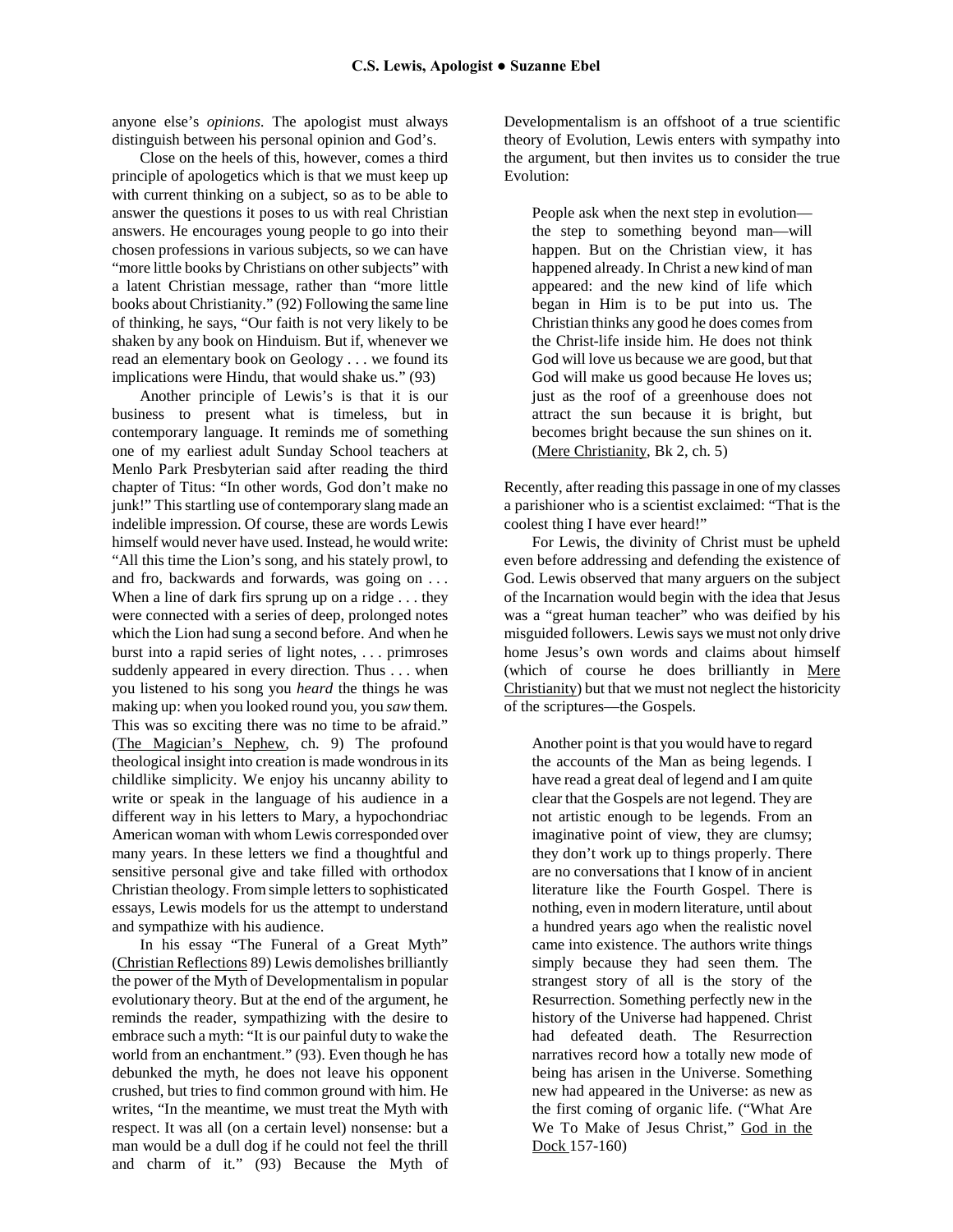anyone else's *opinions*. The apologist must always distinguish between his personal opinion and God's.

Close on the heels of this, however, comes a third principle of apologetics which is that we must keep up with current thinking on a subject, so as to be able to answer the questions it poses to us with real Christian answers. He encourages young people to go into their chosen professions in various subjects, so we can have "more little books by Christians on other subjects" with a latent Christian message, rather than "more little books about Christianity." (92) Following the same line of thinking, he says, "Our faith is not very likely to be shaken by any book on Hinduism. But if, whenever we read an elementary book on Geology . . . we found its implications were Hindu, that would shake us." (93)

Another principle of Lewis's is that it is our business to present what is timeless, but in contemporary language. It reminds me of something one of my earliest adult Sunday School teachers at Menlo Park Presbyterian said after reading the third chapter of Titus: "In other words, God don't make no junk!" This startling use of contemporary slang made an indelible impression. Of course, these are words Lewis himself would never have used. Instead, he would write: "All this time the Lion's song, and his stately prowl, to and fro, backwards and forwards, was going on . . . When a line of dark firs sprung up on a ridge . . . they were connected with a series of deep, prolonged notes which the Lion had sung a second before. And when he burst into a rapid series of light notes, . . . primroses suddenly appeared in every direction. Thus . . . when you listened to his song you *heard* the things he was making up: when you looked round you, you *saw* them. This was so exciting there was no time to be afraid." (The Magician's Nephew, ch. 9) The profound theological insight into creation is made wondrous in its childlike simplicity. We enjoy his uncanny ability to write or speak in the language of his audience in a different way in his letters to Mary, a hypochondriac American woman with whom Lewis corresponded over many years. In these letters we find a thoughtful and sensitive personal give and take filled with orthodox Christian theology. From simple letters to sophisticated essays, Lewis models for us the attempt to understand and sympathize with his audience.

In his essay "The Funeral of a Great Myth" (Christian Reflections 89) Lewis demolishes brilliantly the power of the Myth of Developmentalism in popular evolutionary theory. But at the end of the argument, he reminds the reader, sympathizing with the desire to embrace such a myth: "It is our painful duty to wake the world from an enchantment." (93). Even though he has debunked the myth, he does not leave his opponent crushed, but tries to find common ground with him. He writes, "In the meantime, we must treat the Myth with respect. It was all (on a certain level) nonsense: but a man would be a dull dog if he could not feel the thrill and charm of it." (93) Because the Myth of Developmentalism is an offshoot of a true scientific theory of Evolution, Lewis enters with sympathy into the argument, but then invites us to consider the true Evolution:

> People ask when the next step in evolution—the step to something beyond man—will happen. But on the Christian view, it has happened already. In Christ a new kind of man appeared: and the new kind of life which began in Him is to be put into us. The Christian thinks any good he does comes from the Christ-life inside him. He does not think God will love us because we are good, but that God will make us good because He loves us; just as the roof of a greenhouse does not attract the sun because it is bright, but becomes bright because the sun shines on it. (Mere Christianity, Bk 2, ch. 5)

Recently, after reading this passage in one of my classes a parishioner who is a scientist exclaimed: "That is the coolest thing I have ever heard!"

For Lewis, the divinity of Christ must be upheld even before addressing and defending the existence of God. Lewis observed that many arguers on the subject of the Incarnation would begin with the idea that Jesus was a "great human teacher" who was deified by his misguided followers. Lewis says we must not only drive home Jesus's own words and claims about himself (which of course he does brilliantly in Mere Christianity) but that we must not neglect the historicity of the scriptures—the Gospels.

> Another point is that you would have to regard the accounts of the Man as being legends. I have read a great deal of legend and I am quite clear that the Gospels are not legend. They are not artistic enough to be legends. From an imaginative point of view, they are clumsy; they don't work up to things properly. There are no conversations that I know of in ancient literature like the Fourth Gospel. There is nothing, even in modern literature, until about a hundred years ago when the realistic novel came into existence. The authors write things simply because they had seen them. The strangest story of all is the story of the Resurrection. Something perfectly new in the history of the Universe had happened. Christ had defeated death. The Resurrection narratives record how a totally new mode of being has arisen in the Universe. Something new had appeared in the Universe: as new as the first coming of organic life. ("What Are We To Make of Jesus Christ," God in the Dock 157-160)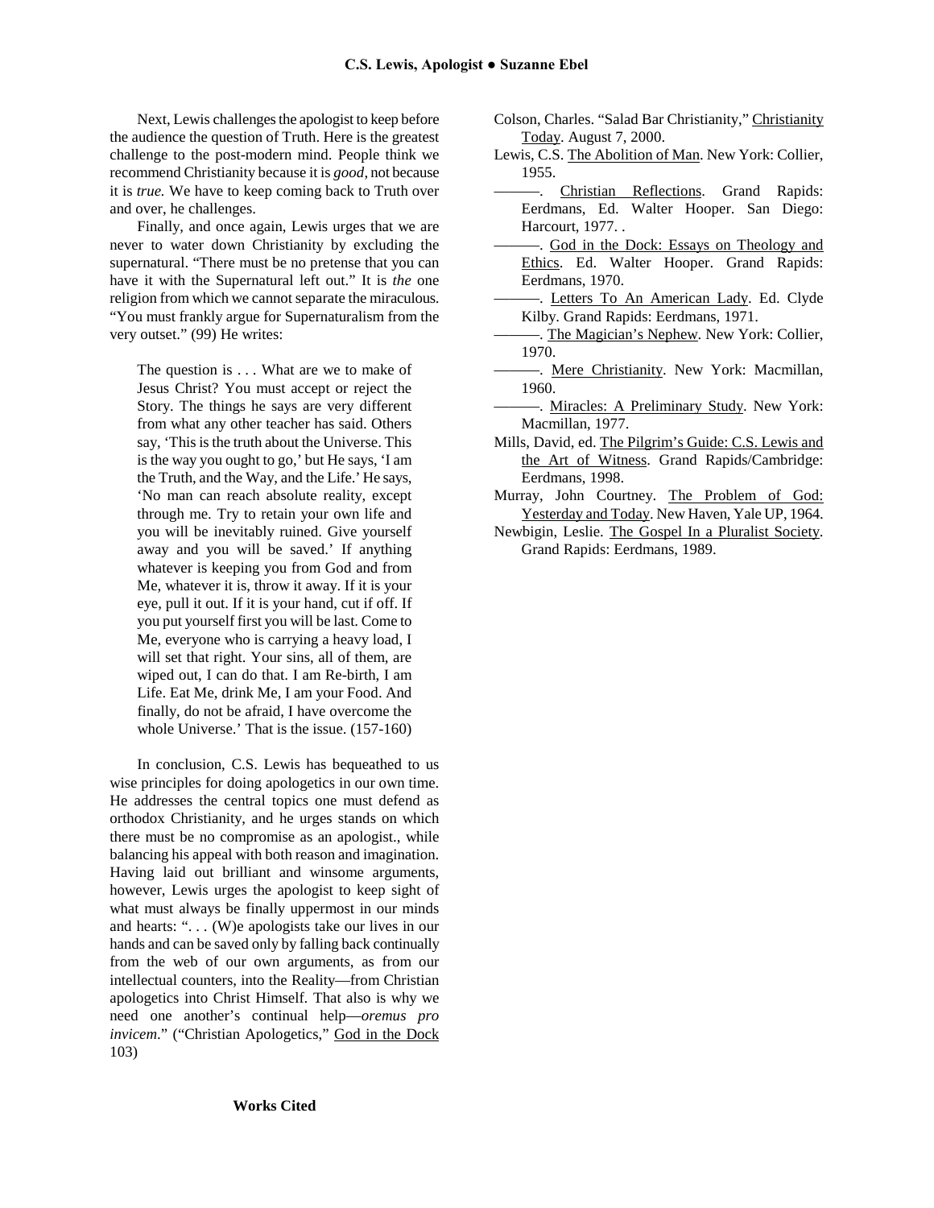Next, Lewis challenges the apologist to keep before the audience the question of Truth. Here is the greatest challenge to the post-modern mind. People think we recommend Christianity because it is *good*, not because it is *true.* We have to keep coming back to Truth over and over, he challenges.

Finally, and once again, Lewis urges that we are never to water down Christianity by excluding the supernatural. "There must be no pretense that you can have it with the Supernatural left out." It is *the* one religion from which we cannot separate the miraculous. "You must frankly argue for Supernaturalism from the very outset." (99) He writes:

> The question is . . . What are we to make of Jesus Christ? You must accept or reject the Story. The things he says are very different from what any other teacher has said. Others say, 'This is the truth about the Universe. This is the way you ought to go,' but He says, 'I am the Truth, and the Way, and the Life.' He says, 'No man can reach absolute reality, except through me. Try to retain your own life and you will be inevitably ruined. Give yourself away and you will be saved.' If anything whatever is keeping you from God and from Me, whatever it is, throw it away. If it is your eye, pull it out. If it is your hand, cut if off. If you put yourself first you will be last. Come to Me, everyone who is carrying a heavy load, I will set that right. Your sins, all of them, are wiped out, I can do that. I am Re-birth, I am Life. Eat Me, drink Me, I am your Food. And finally, do not be afraid, I have overcome the whole Universe.' That is the issue. (157-160)

In conclusion, C.S. Lewis has bequeathed to us wise principles for doing apologetics in our own time. He addresses the central topics one must defend as orthodox Christianity, and he urges stands on which there must be no compromise as an apologist., while balancing his appeal with both reason and imagination. Having laid out brilliant and winsome arguments, however, Lewis urges the apologist to keep sight of what must always be finally uppermost in our minds and hearts: ". . . (W)e apologists take our lives in our hands and can be saved only by falling back continually from the web of our own arguments, as from our intellectual counters, into the Reality—from Christian apologetics into Christ Himself. That also is why we need one another's continual help—*oremus pro invicem*." ("Christian Apologetics," God in the Dock 103)

## Works Cited

Colson, Charles. "Salad Bar Christianity," Christianity Today. August 7, 2000.

Lewis, C.S. The Abolition of Man. New York: Collier, 1955.

———. Christian Reflections. Grand Rapids: Eerdmans, Ed. Walter Hooper. San Diego: Harcourt, 1977. .

———. God in the Dock: Essays on Theology and Ethics. Ed. Walter Hooper. Grand Rapids: Eerdmans, 1970.

———. Letters To An American Lady. Ed. Clyde Kilby. Grand Rapids: Eerdmans, 1971.

———. The Magician's Nephew. New York: Collier, 1970.

———. Mere Christianity. New York: Macmillan, 1960.

———. Miracles: A Preliminary Study. New York: Macmillan, 1977.

Mills, David, ed. The Pilgrim's Guide: C.S. Lewis and the Art of Witness. Grand Rapids/Cambridge: Eerdmans, 1998.

Murray, John Courtney. The Problem of God: Yesterday and Today. New Haven, Yale UP, 1964.

Newbigin, Leslie. The Gospel In a Pluralist Society. Grand Rapids: Eerdmans, 1989.